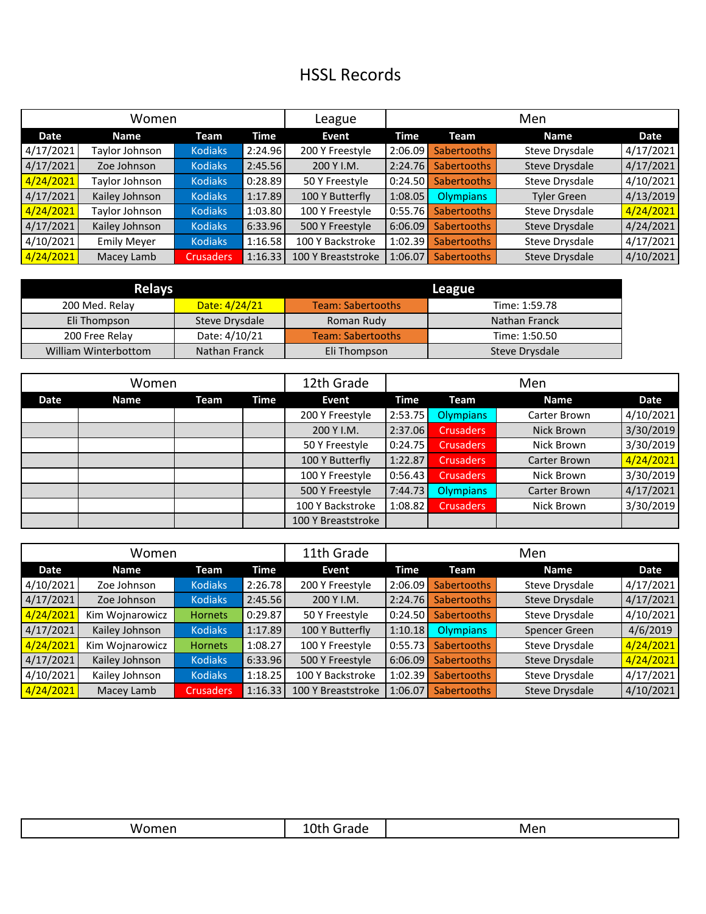# HSSL Records

| Women | | | | League | Men | | | |
|---|---|---|---|---|---|---|---|---|
| Date | Name | Team | Time | Event | Time | Team | Name | Date |
| 4/17/2021 | Taylor Johnson | Kodiaks | 2:24.96 | 200 Y Freestyle | 2:06.09 | Sabertooths | Steve Drysdale | 4/17/2021 |
| 4/17/2021 | Zoe Johnson | Kodiaks | 2:45.56 | 200 Y I.M. | 2:24.76 | Sabertooths | Steve Drysdale | 4/17/2021 |
| 4/24/2021 | Taylor Johnson | Kodiaks | 0:28.89 | 50 Y Freestyle | 0:24.50 | Sabertooths | Steve Drysdale | 4/10/2021 |
| 4/17/2021 | Kailey Johnson | Kodiaks | 1:17.89 | 100 Y Butterfly | 1:08.05 | Olympians | Tyler Green | 4/13/2019 |
| 4/24/2021 | Taylor Johnson | Kodiaks | 1:03.80 | 100 Y Freestyle | 0:55.76 | Sabertooths | Steve Drysdale | 4/24/2021 |
| 4/17/2021 | Kailey Johnson | Kodiaks | 6:33.96 | 500 Y Freestyle | 6:06.09 | Sabertooths | Steve Drysdale | 4/24/2021 |
| 4/10/2021 | Emily Meyer | Kodiaks | 1:16.58 | 100 Y Backstroke | 1:02.39 | Sabertooths | Steve Drysdale | 4/17/2021 |
| 4/24/2021 | Macey Lamb | Crusaders | 1:16.33 | 100 Y Breaststroke | 1:06.07 | Sabertooths | Steve Drysdale | 4/10/2021 |

| Relays | | League | |
|---|---|---|---|
| 200 Med. Relay | Date: 4/24/21 | Team: Sabertooths | Time: 1:59.78 |
| Eli Thompson | Steve Drysdale | Roman Rudy | Nathan Franck |
| 200 Free Relay | Date: 4/10/21 | Team: Sabertooths | Time: 1:50.50 |
| William Winterbottom | Nathan Franck | Eli Thompson | Steve Drysdale |

| Women | | | | 12th Grade | Men | | | |
|---|---|---|---|---|---|---|---|---|
| Date | Name | Team | Time | Event | Time | Team | Name | Date |
| | | | | 200 Y Freestyle | 2:53.75 | Olympians | Carter Brown | 4/10/2021 |
| | | | | 200 Y I.M. | 2:37.06 | Crusaders | Nick Brown | 3/30/2019 |
| | | | | 50 Y Freestyle | 0:24.75 | Crusaders | Nick Brown | 3/30/2019 |
| | | | | 100 Y Butterfly | 1:22.87 | Crusaders | Carter Brown | 4/24/2021 |
| | | | | 100 Y Freestyle | 0:56.43 | Crusaders | Nick Brown | 3/30/2019 |
| | | | | 500 Y Freestyle | 7:44.73 | Olympians | Carter Brown | 4/17/2021 |
| | | | | 100 Y Backstroke | 1:08.82 | Crusaders | Nick Brown | 3/30/2019 |
| | | | | 100 Y Breaststroke | | | | |

| Women | | | | 11th Grade | Men | | | |
|---|---|---|---|---|---|---|---|---|
| Date | Name | Team | Time | Event | Time | Team | Name | Date |
| 4/10/2021 | Zoe Johnson | Kodiaks | 2:26.78 | 200 Y Freestyle | 2:06.09 | Sabertooths | Steve Drysdale | 4/17/2021 |
| 4/17/2021 | Zoe Johnson | Kodiaks | 2:45.56 | 200 Y I.M. | 2:24.76 | Sabertooths | Steve Drysdale | 4/17/2021 |
| 4/24/2021 | Kim Wojnarowicz | Hornets | 0:29.87 | 50 Y Freestyle | 0:24.50 | Sabertooths | Steve Drysdale | 4/10/2021 |
| 4/17/2021 | Kailey Johnson | Kodiaks | 1:17.89 | 100 Y Butterfly | 1:10.18 | Olympians | Spencer Green | 4/6/2019 |
| 4/24/2021 | Kim Wojnarowicz | Hornets | 1:08.27 | 100 Y Freestyle | 0:55.73 | Sabertooths | Steve Drysdale | 4/24/2021 |
| 4/17/2021 | Kailey Johnson | Kodiaks | 6:33.96 | 500 Y Freestyle | 6:06.09 | Sabertooths | Steve Drysdale | 4/24/2021 |
| 4/10/2021 | Kailey Johnson | Kodiaks | 1:18.25 | 100 Y Backstroke | 1:02.39 | Sabertooths | Steve Drysdale | 4/17/2021 |
| 4/24/2021 | Macey Lamb | Crusaders | 1:16.33 | 100 Y Breaststroke | 1:06.07 | Sabertooths | Steve Drysdale | 4/10/2021 |

| Women | 10th Grade | Men |
|---|---|---|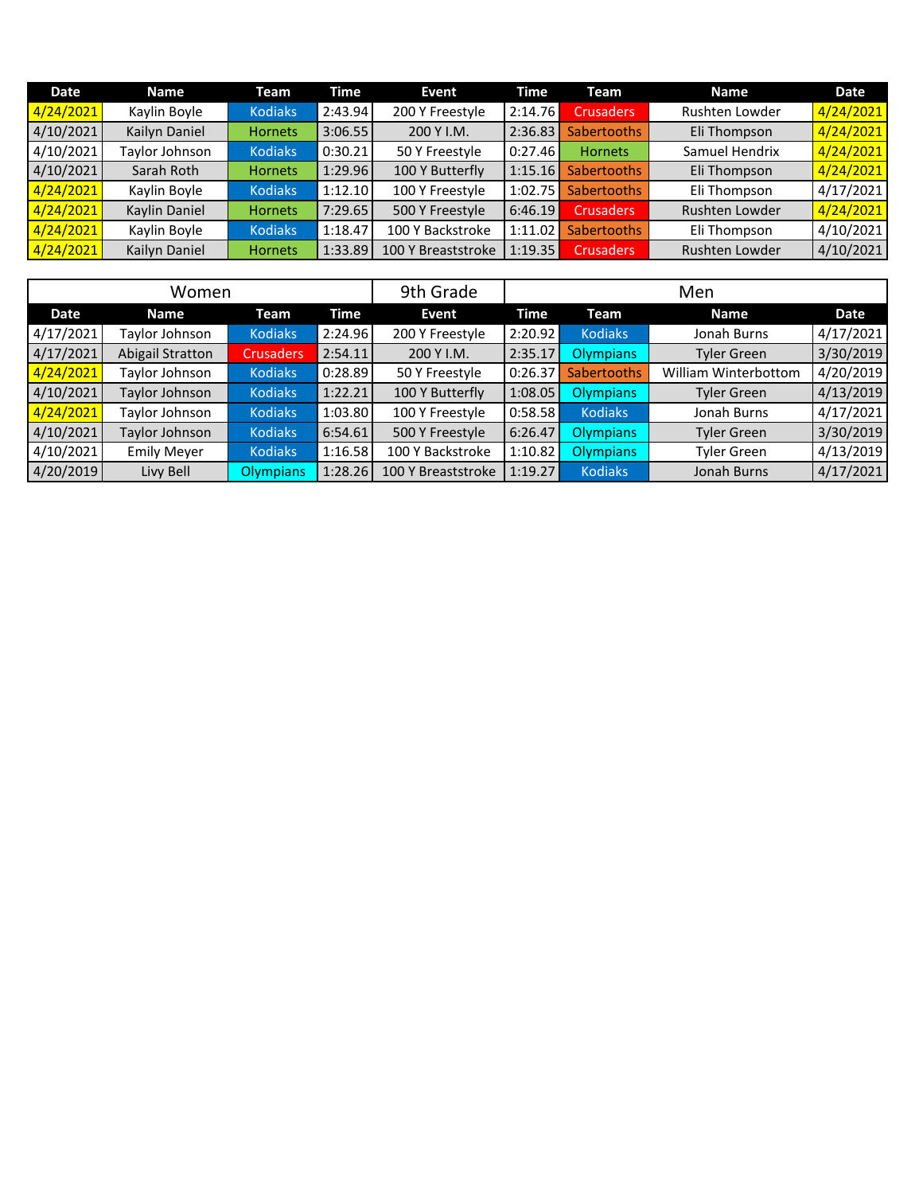| Date | Name | Team | Time | Event | Time | Team | Name | Date |
|---|---|---|---|---|---|---|---|---|
| 4/24/2021 | Kaylin Boyle | Kodiaks | 2:43.94 | 200 Y Freestyle | 2:14.76 | Crusaders | Rushten Lowder | 4/24/2021 |
| 4/10/2021 | Kailyn Daniel | Hornets | 3:06.55 | 200 Y I.M. | 2:36.83 | Sabertooths | Eli Thompson | 4/24/2021 |
| 4/10/2021 | Taylor Johnson | Kodiaks | 0:30.21 | 50 Y Freestyle | 0:27.46 | Hornets | Samuel Hendrix | 4/24/2021 |
| 4/10/2021 | Sarah Roth | Hornets | 1:29.96 | 100 Y Butterfly | 1:15.16 | Sabertooths | Eli Thompson | 4/24/2021 |
| 4/24/2021 | Kaylin Boyle | Kodiaks | 1:12.10 | 100 Y Freestyle | 1:02.75 | Sabertooths | Eli Thompson | 4/17/2021 |
| 4/24/2021 | Kaylin Daniel | Hornets | 7:29.65 | 500 Y Freestyle | 6:46.19 | Crusaders | Rushten Lowder | 4/24/2021 |
| 4/24/2021 | Kaylin Boyle | Kodiaks | 1:18.47 | 100 Y Backstroke | 1:11.02 | Sabertooths | Eli Thompson | 4/10/2021 |
| 4/24/2021 | Kailyn Daniel | Hornets | 1:33.89 | 100 Y Breaststroke | 1:19.35 | Crusaders | Rushten Lowder | 4/10/2021 |

| Women | | | | 9th Grade | Men | | | |
|---|---|---|---|---|---|---|---|---|
| **Date** | **Name** | **Team** | **Time** | **Event** | **Time** | **Team** | **Name** | **Date** |
| 4/17/2021 | Taylor Johnson | Kodiaks | 2:24.96 | 200 Y Freestyle | 2:20.92 | Kodiaks | Jonah Burns | 4/17/2021 |
| 4/17/2021 | Abigail Stratton | Crusaders | 2:54.11 | 200 Y I.M. | 2:35.17 | Olympians | Tyler Green | 3/30/2019 |
| 4/24/2021 | Taylor Johnson | Kodiaks | 0:28.89 | 50 Y Freestyle | 0:26.37 | Sabertooths | William Winterbottom | 4/20/2019 |
| 4/10/2021 | Taylor Johnson | Kodiaks | 1:22.21 | 100 Y Butterfly | 1:08.05 | Olympians | Tyler Green | 4/13/2019 |
| 4/24/2021 | Taylor Johnson | Kodiaks | 1:03.80 | 100 Y Freestyle | 0:58.58 | Kodiaks | Jonah Burns | 4/17/2021 |
| 4/10/2021 | Taylor Johnson | Kodiaks | 6:54.61 | 500 Y Freestyle | 6:26.47 | Olympians | Tyler Green | 3/30/2019 |
| 4/10/2021 | Emily Meyer | Kodiaks | 1:16.58 | 100 Y Backstroke | 1:10.82 | Olympians | Tyler Green | 4/13/2019 |
| 4/20/2019 | Livy Bell | Olympians | 1:28.26 | 100 Y Breaststroke | 1:19.27 | Kodiaks | Jonah Burns | 4/17/2021 |